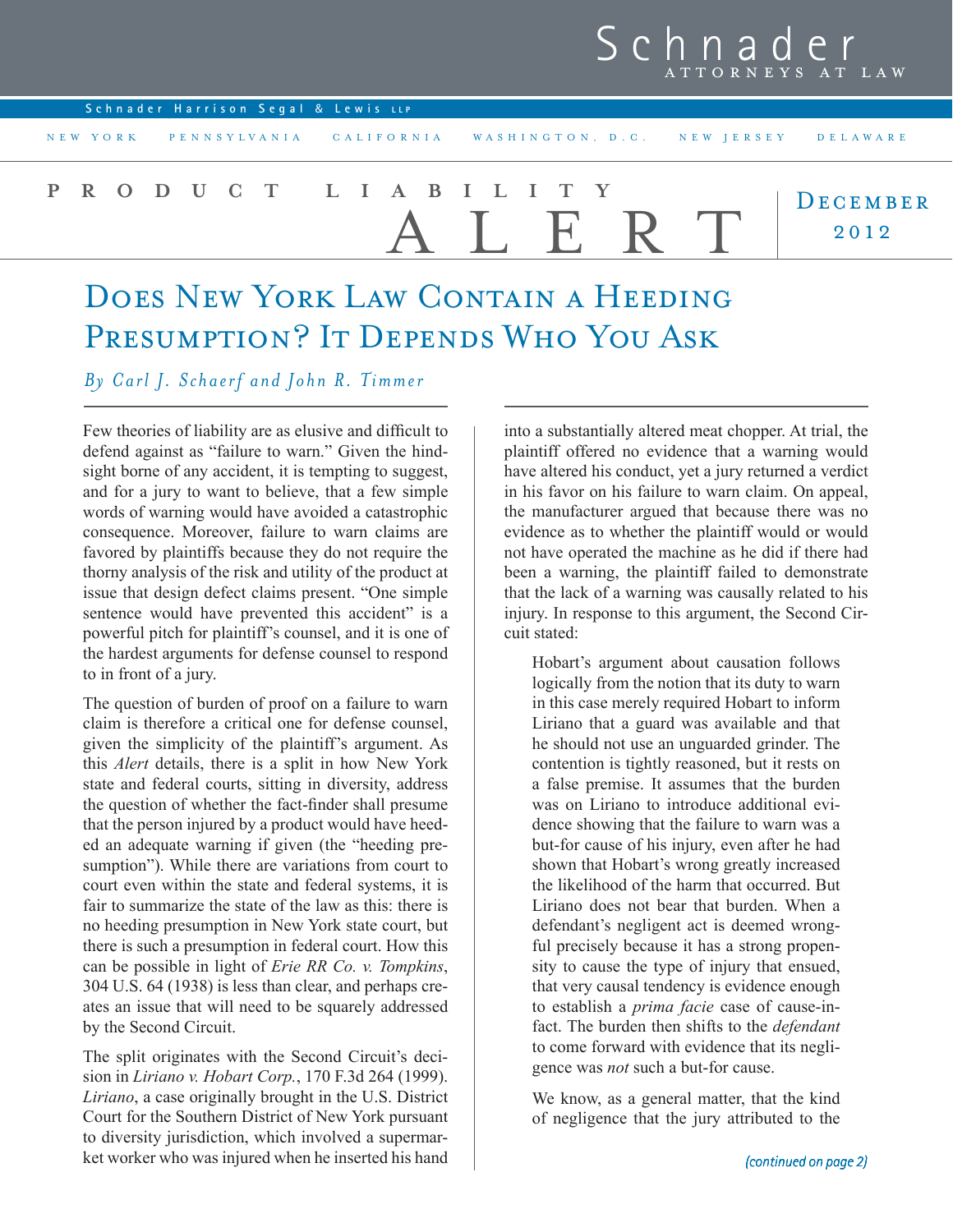Schnader
ATTORNEYS AT LAW

Schnader Harrison Segal & Lewis LLP

NEW YORK PENNSYLVANIA CALIFORNIA WASHINGTON, D.C. NEW JERSEY DELAWARE

PRODUCT LIABILITY ALERT

December 2012

# Does New York Law Contain a Heeding Presumption? It Depends Who You Ask

*By Carl J. Schaerf and John R. Timmer*

Few theories of liability are as elusive and difficult to defend against as "failure to warn." Given the hindsight borne of any accident, it is tempting to suggest, and for a jury to want to believe, that a few simple words of warning would have avoided a catastrophic consequence. Moreover, failure to warn claims are favored by plaintiffs because they do not require the thorny analysis of the risk and utility of the product at issue that design defect claims present. "One simple sentence would have prevented this accident" is a powerful pitch for plaintiff's counsel, and it is one of the hardest arguments for defense counsel to respond to in front of a jury.

The question of burden of proof on a failure to warn claim is therefore a critical one for defense counsel, given the simplicity of the plaintiff's argument. As this *Alert* details, there is a split in how New York state and federal courts, sitting in diversity, address the question of whether the fact-finder shall presume that the person injured by a product would have heeded an adequate warning if given (the "heeding presumption"). While there are variations from court to court even within the state and federal systems, it is fair to summarize the state of the law as this: there is no heeding presumption in New York state court, but there is such a presumption in federal court. How this can be possible in light of *Erie RR Co. v. Tompkins*, 304 U.S. 64 (1938) is less than clear, and perhaps creates an issue that will need to be squarely addressed by the Second Circuit.

The split originates with the Second Circuit's decision in *Liriano v. Hobart Corp.*, 170 F.3d 264 (1999). *Liriano*, a case originally brought in the U.S. District Court for the Southern District of New York pursuant to diversity jurisdiction, which involved a supermarket worker who was injured when he inserted his hand into a substantially altered meat chopper. At trial, the plaintiff offered no evidence that a warning would have altered his conduct, yet a jury returned a verdict in his favor on his failure to warn claim. On appeal, the manufacturer argued that because there was no evidence as to whether the plaintiff would or would not have operated the machine as he did if there had been a warning, the plaintiff failed to demonstrate that the lack of a warning was causally related to his injury. In response to this argument, the Second Circuit stated:

> Hobart's argument about causation follows logically from the notion that its duty to warn in this case merely required Hobart to inform Liriano that a guard was available and that he should not use an unguarded grinder. The contention is tightly reasoned, but it rests on a false premise. It assumes that the burden was on Liriano to introduce additional evidence showing that the failure to warn was a but-for cause of his injury, even after he had shown that Hobart's wrong greatly increased the likelihood of the harm that occurred. But Liriano does not bear that burden. When a defendant's negligent act is deemed wrongful precisely because it has a strong propensity to cause the type of injury that ensued, that very causal tendency is evidence enough to establish a *prima facie* case of cause-in-fact. The burden then shifts to the *defendant* to come forward with evidence that its negligence was *not* such a but-for cause.
>
> We know, as a general matter, that the kind of negligence that the jury attributed to the

*(continued on page 2)*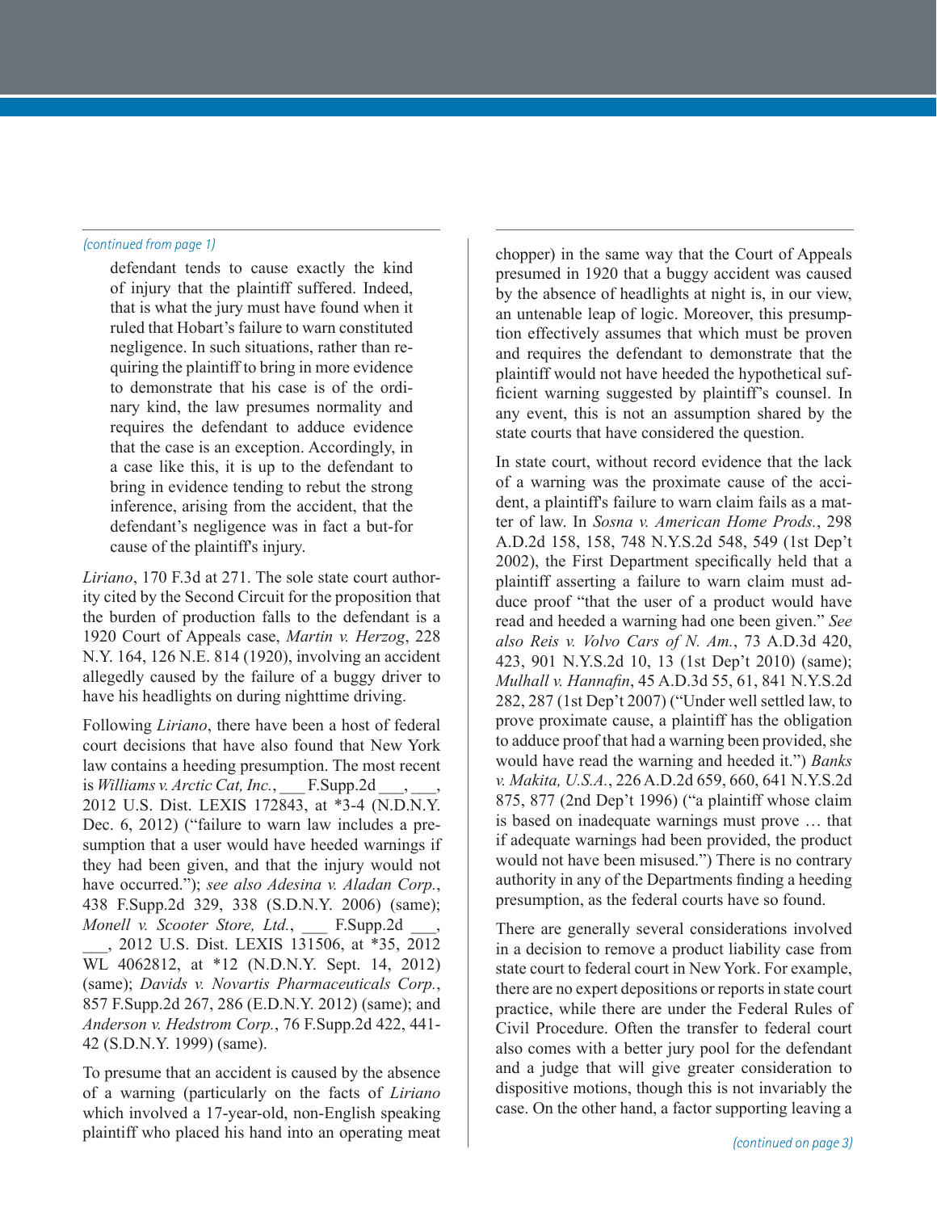*(continued from page 1)*

> defendant tends to cause exactly the kind of injury that the plaintiff suffered. Indeed, that is what the jury must have found when it ruled that Hobart's failure to warn constituted negligence. In such situations, rather than requiring the plaintiff to bring in more evidence to demonstrate that his case is of the ordinary kind, the law presumes normality and requires the defendant to adduce evidence that the case is an exception. Accordingly, in a case like this, it is up to the defendant to bring in evidence tending to rebut the strong inference, arising from the accident, that the defendant's negligence was in fact a but-for cause of the plaintiff's injury.

*Liriano*, 170 F.3d at 271. The sole state court authority cited by the Second Circuit for the proposition that the burden of production falls to the defendant is a 1920 Court of Appeals case, *Martin v. Herzog*, 228 N.Y. 164, 126 N.E. 814 (1920), involving an accident allegedly caused by the failure of a buggy driver to have his headlights on during nighttime driving.

Following *Liriano*, there have been a host of federal court decisions that have also found that New York law contains a heeding presumption. The most recent is *Williams v. Arctic Cat, Inc.*, ___ F.Supp.2d ___, ___, 2012 U.S. Dist. LEXIS 172843, at *3-4 (N.D.N.Y. Dec. 6, 2012) ("failure to warn law includes a presumption that a user would have heeded warnings if they had been given, and that the injury would not have occurred."); *see also Adesina v. Aladan Corp.*, 438 F.Supp.2d 329, 338 (S.D.N.Y. 2006) (same); *Monell v. Scooter Store, Ltd.*, ___ F.Supp.2d ___, ___, 2012 U.S. Dist. LEXIS 131506, at *35, 2012 WL 4062812, at *12 (N.D.N.Y. Sept. 14, 2012) (same); *Davids v. Novartis Pharmaceuticals Corp.*, 857 F.Supp.2d 267, 286 (E.D.N.Y. 2012) (same); and *Anderson v. Hedstrom Corp.*, 76 F.Supp.2d 422, 441-42 (S.D.N.Y. 1999) (same).

To presume that an accident is caused by the absence of a warning (particularly on the facts of *Liriano* which involved a 17-year-old, non-English speaking plaintiff who placed his hand into an operating meat chopper) in the same way that the Court of Appeals presumed in 1920 that a buggy accident was caused by the absence of headlights at night is, in our view, an untenable leap of logic. Moreover, this presumption effectively assumes that which must be proven and requires the defendant to demonstrate that the plaintiff would not have heeded the hypothetical sufficient warning suggested by plaintiff's counsel. In any event, this is not an assumption shared by the state courts that have considered the question.

In state court, without record evidence that the lack of a warning was the proximate cause of the accident, a plaintiff's failure to warn claim fails as a matter of law. In *Sosna v. American Home Prods.*, 298 A.D.2d 158, 158, 748 N.Y.S.2d 548, 549 (1st Dep't 2002), the First Department specifically held that a plaintiff asserting a failure to warn claim must adduce proof "that the user of a product would have read and heeded a warning had one been given." *See also Reis v. Volvo Cars of N. Am.*, 73 A.D.3d 420, 423, 901 N.Y.S.2d 10, 13 (1st Dep't 2010) (same); *Mulhall v. Hannafin*, 45 A.D.3d 55, 61, 841 N.Y.S.2d 282, 287 (1st Dep't 2007) ("Under well settled law, to prove proximate cause, a plaintiff has the obligation to adduce proof that had a warning been provided, she would have read the warning and heeded it.") *Banks v. Makita, U.S.A.*, 226 A.D.2d 659, 660, 641 N.Y.S.2d 875, 877 (2nd Dep't 1996) ("a plaintiff whose claim is based on inadequate warnings must prove … that if adequate warnings had been provided, the product would not have been misused.") There is no contrary authority in any of the Departments finding a heeding presumption, as the federal courts have so found.

There are generally several considerations involved in a decision to remove a product liability case from state court to federal court in New York. For example, there are no expert depositions or reports in state court practice, while there are under the Federal Rules of Civil Procedure. Often the transfer to federal court also comes with a better jury pool for the defendant and a judge that will give greater consideration to dispositive motions, though this is not invariably the case. On the other hand, a factor supporting leaving a

*(continued on page 3)*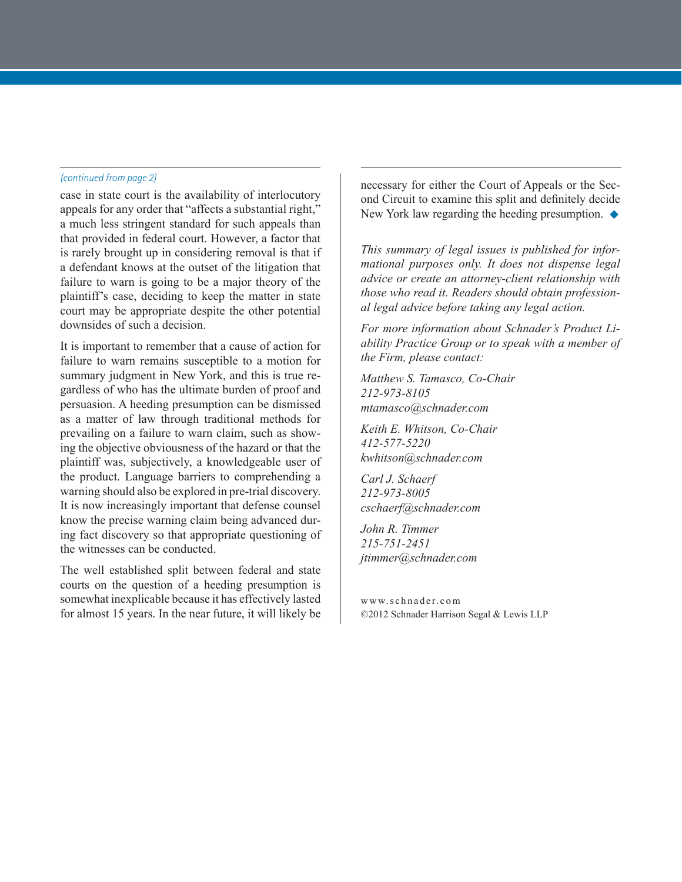*(continued from page 2)*

case in state court is the availability of interlocutory appeals for any order that "affects a substantial right," a much less stringent standard for such appeals than that provided in federal court. However, a factor that is rarely brought up in considering removal is that if a defendant knows at the outset of the litigation that failure to warn is going to be a major theory of the plaintiff's case, deciding to keep the matter in state court may be appropriate despite the other potential downsides of such a decision.

It is important to remember that a cause of action for failure to warn remains susceptible to a motion for summary judgment in New York, and this is true regardless of who has the ultimate burden of proof and persuasion. A heeding presumption can be dismissed as a matter of law through traditional methods for prevailing on a failure to warn claim, such as showing the objective obviousness of the hazard or that the plaintiff was, subjectively, a knowledgeable user of the product. Language barriers to comprehending a warning should also be explored in pre-trial discovery. It is now increasingly important that defense counsel know the precise warning claim being advanced during fact discovery so that appropriate questioning of the witnesses can be conducted.

The well established split between federal and state courts on the question of a heeding presumption is somewhat inexplicable because it has effectively lasted for almost 15 years. In the near future, it will likely be necessary for either the Court of Appeals or the Second Circuit to examine this split and definitely decide New York law regarding the heeding presumption. ◆

*This summary of legal issues is published for informational purposes only. It does not dispense legal advice or create an attorney-client relationship with those who read it. Readers should obtain professional legal advice before taking any legal action.*

*For more information about Schnader's Product Liability Practice Group or to speak with a member of the Firm, please contact:*

*Matthew S. Tamasco, Co-Chair*
*212-973-8105*
*mtamasco@schnader.com*

*Keith E. Whitson, Co-Chair*
*412-577-5220*
*kwhitson@schnader.com*

*Carl J. Schaerf*
*212-973-8005*
*cschaerf@schnader.com*

*John R. Timmer*
*215-751-2451*
*jtimmer@schnader.com*

www.schnader.com
©2012 Schnader Harrison Segal & Lewis LLP